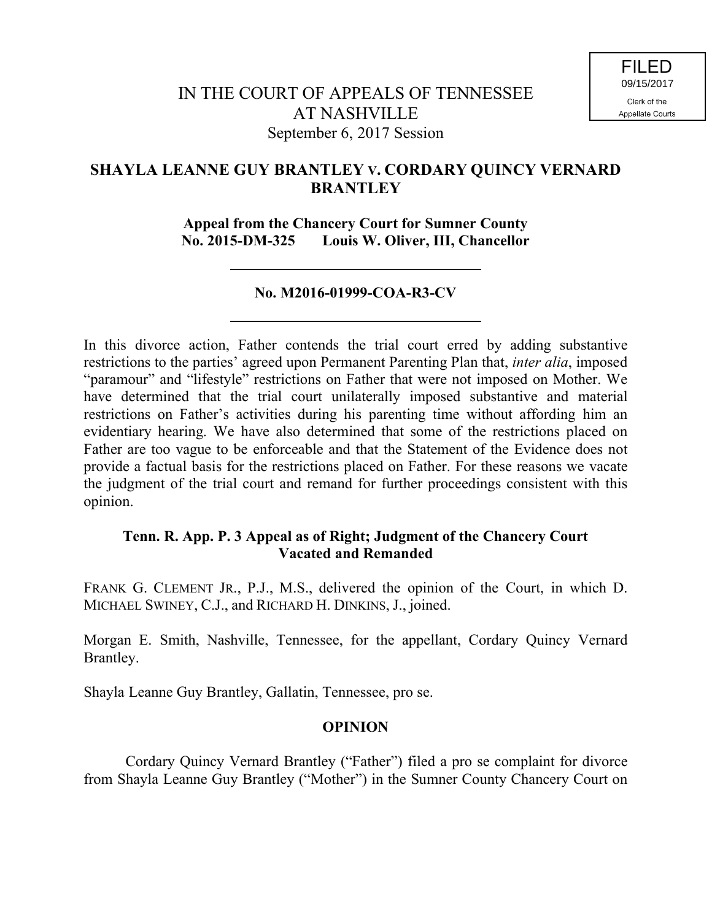FILED
09/15/2017
Clerk of the
Appellate Courts

IN THE COURT OF APPEALS OF TENNESSEE
AT NASHVILLE
September 6, 2017 Session

## SHAYLA LEANNE GUY BRANTLEY v. CORDARY QUINCY VERNARD BRANTLEY

**Appeal from the Chancery Court for Sumner County**
**No. 2015-DM-325 Louis W. Oliver, III, Chancellor**

---

**No. M2016-01999-COA-R3-CV**

---

In this divorce action, Father contends the trial court erred by adding substantive restrictions to the parties' agreed upon Permanent Parenting Plan that, *inter alia*, imposed "paramour" and "lifestyle" restrictions on Father that were not imposed on Mother. We have determined that the trial court unilaterally imposed substantive and material restrictions on Father's activities during his parenting time without affording him an evidentiary hearing. We have also determined that some of the restrictions placed on Father are too vague to be enforceable and that the Statement of the Evidence does not provide a factual basis for the restrictions placed on Father. For these reasons we vacate the judgment of the trial court and remand for further proceedings consistent with this opinion.

**Tenn. R. App. P. 3 Appeal as of Right; Judgment of the Chancery Court Vacated and Remanded**

FRANK G. CLEMENT JR., P.J., M.S., delivered the opinion of the Court, in which D. MICHAEL SWINEY, C.J., and RICHARD H. DINKINS, J., joined.

Morgan E. Smith, Nashville, Tennessee, for the appellant, Cordary Quincy Vernard Brantley.

Shayla Leanne Guy Brantley, Gallatin, Tennessee, pro se.

## OPINION

Cordary Quincy Vernard Brantley ("Father") filed a pro se complaint for divorce from Shayla Leanne Guy Brantley ("Mother") in the Sumner County Chancery Court on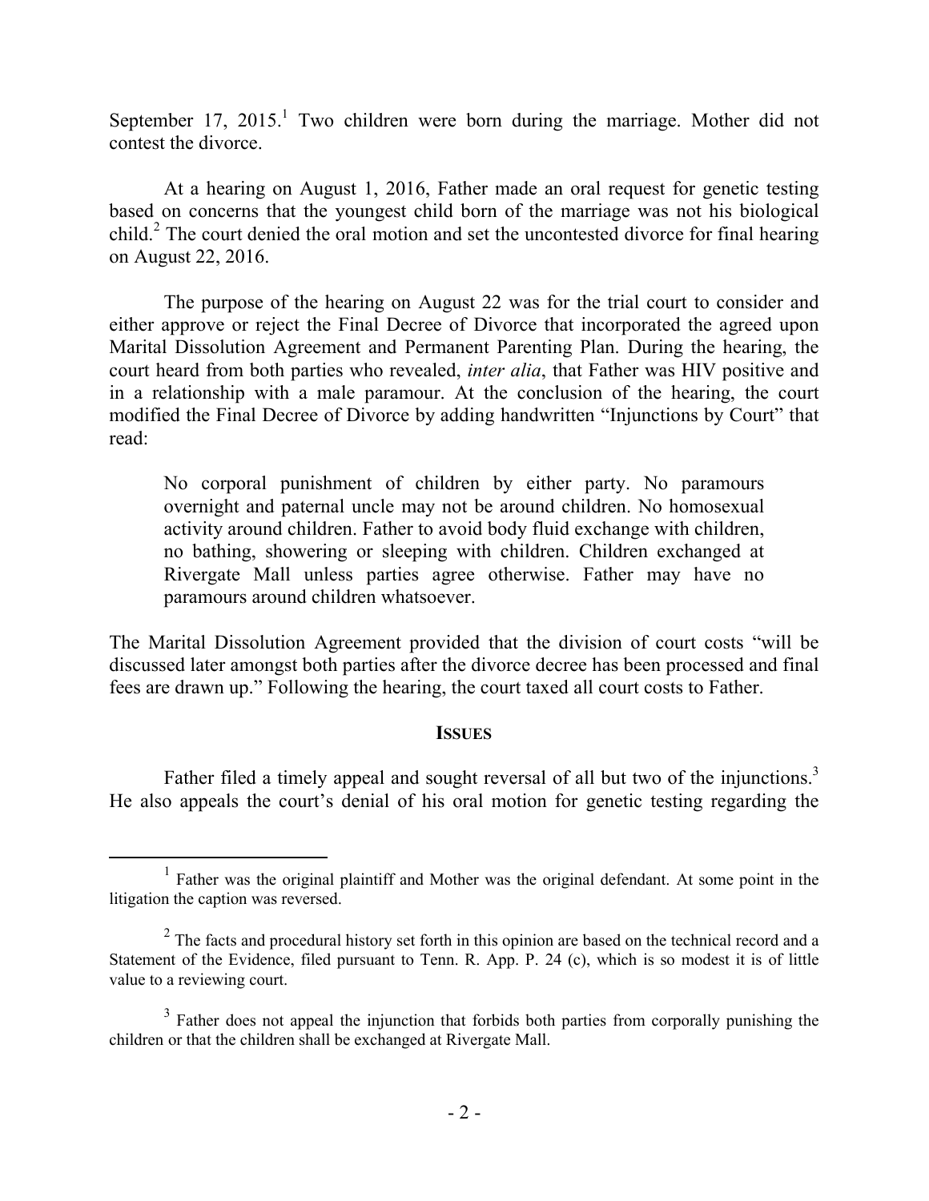September 17, 2015.[1] Two children were born during the marriage. Mother did not contest the divorce.

At a hearing on August 1, 2016, Father made an oral request for genetic testing based on concerns that the youngest child born of the marriage was not his biological child.[2] The court denied the oral motion and set the uncontested divorce for final hearing on August 22, 2016.

The purpose of the hearing on August 22 was for the trial court to consider and either approve or reject the Final Decree of Divorce that incorporated the agreed upon Marital Dissolution Agreement and Permanent Parenting Plan. During the hearing, the court heard from both parties who revealed, *inter alia*, that Father was HIV positive and in a relationship with a male paramour. At the conclusion of the hearing, the court modified the Final Decree of Divorce by adding handwritten "Injunctions by Court" that read:

> No corporal punishment of children by either party. No paramours overnight and paternal uncle may not be around children. No homosexual activity around children. Father to avoid body fluid exchange with children, no bathing, showering or sleeping with children. Children exchanged at Rivergate Mall unless parties agree otherwise. Father may have no paramours around children whatsoever.

The Marital Dissolution Agreement provided that the division of court costs "will be discussed later amongst both parties after the divorce decree has been processed and final fees are drawn up." Following the hearing, the court taxed all court costs to Father.

## ISSUES

Father filed a timely appeal and sought reversal of all but two of the injunctions.[3] He also appeals the court's denial of his oral motion for genetic testing regarding the

---

[1] Father was the original plaintiff and Mother was the original defendant. At some point in the litigation the caption was reversed.

[2] The facts and procedural history set forth in this opinion are based on the technical record and a Statement of the Evidence, filed pursuant to Tenn. R. App. P. 24 (c), which is so modest it is of little value to a reviewing court.

[3] Father does not appeal the injunction that forbids both parties from corporally punishing the children or that the children shall be exchanged at Rivergate Mall.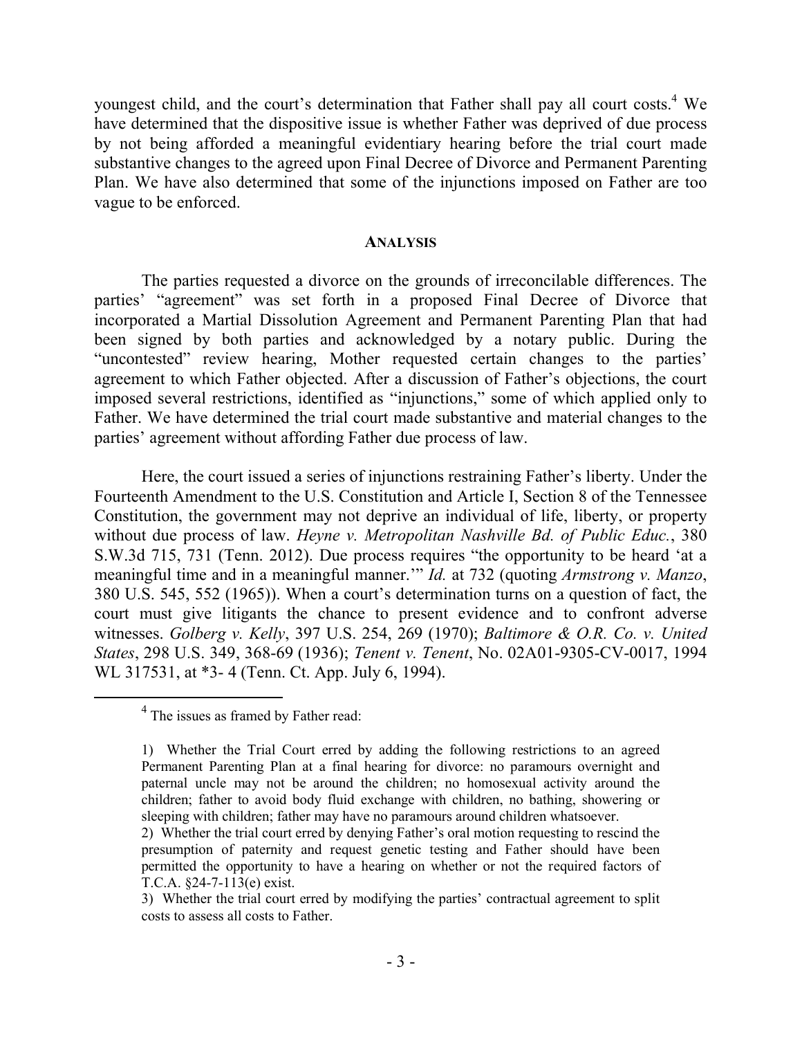youngest child, and the court's determination that Father shall pay all court costs.[4] We have determined that the dispositive issue is whether Father was deprived of due process by not being afforded a meaningful evidentiary hearing before the trial court made substantive changes to the agreed upon Final Decree of Divorce and Permanent Parenting Plan. We have also determined that some of the injunctions imposed on Father are too vague to be enforced.

## ANALYSIS

The parties requested a divorce on the grounds of irreconcilable differences. The parties' "agreement" was set forth in a proposed Final Decree of Divorce that incorporated a Martial Dissolution Agreement and Permanent Parenting Plan that had been signed by both parties and acknowledged by a notary public. During the "uncontested" review hearing, Mother requested certain changes to the parties' agreement to which Father objected. After a discussion of Father's objections, the court imposed several restrictions, identified as "injunctions," some of which applied only to Father. We have determined the trial court made substantive and material changes to the parties' agreement without affording Father due process of law.

Here, the court issued a series of injunctions restraining Father's liberty. Under the Fourteenth Amendment to the U.S. Constitution and Article I, Section 8 of the Tennessee Constitution, the government may not deprive an individual of life, liberty, or property without due process of law. *Heyne v. Metropolitan Nashville Bd. of Public Educ.*, 380 S.W.3d 715, 731 (Tenn. 2012). Due process requires "the opportunity to be heard 'at a meaningful time and in a meaningful manner.'" *Id.* at 732 (quoting *Armstrong v. Manzo*, 380 U.S. 545, 552 (1965)). When a court's determination turns on a question of fact, the court must give litigants the chance to present evidence and to confront adverse witnesses. *Golberg v. Kelly*, 397 U.S. 254, 269 (1970); *Baltimore & O.R. Co. v. United States*, 298 U.S. 349, 368-69 (1936); *Tenent v. Tenent*, No. 02A01-9305-CV-0017, 1994 WL 317531, at *3- 4 (Tenn. Ct. App. July 6, 1994).

---

[4] The issues as framed by Father read:

1) Whether the Trial Court erred by adding the following restrictions to an agreed Permanent Parenting Plan at a final hearing for divorce: no paramours overnight and paternal uncle may not be around the children; no homosexual activity around the children; father to avoid body fluid exchange with children, no bathing, showering or sleeping with children; father may have no paramours around children whatsoever.

2) Whether the trial court erred by denying Father's oral motion requesting to rescind the presumption of paternity and request genetic testing and Father should have been permitted the opportunity to have a hearing on whether or not the required factors of T.C.A. §24-7-113(e) exist.

3) Whether the trial court erred by modifying the parties' contractual agreement to split costs to assess all costs to Father.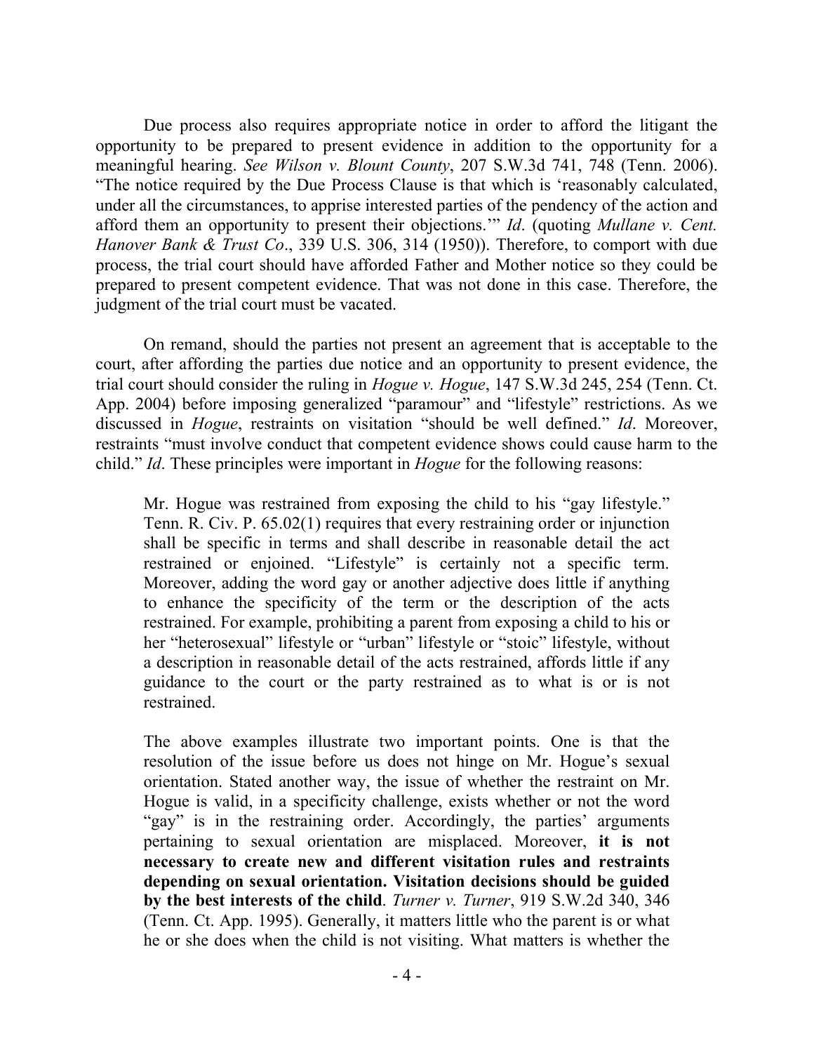Due process also requires appropriate notice in order to afford the litigant the opportunity to be prepared to present evidence in addition to the opportunity for a meaningful hearing. *See Wilson v. Blount County*, 207 S.W.3d 741, 748 (Tenn. 2006). "The notice required by the Due Process Clause is that which is 'reasonably calculated, under all the circumstances, to apprise interested parties of the pendency of the action and afford them an opportunity to present their objections.'" *Id*. (quoting *Mullane v. Cent. Hanover Bank & Trust Co*., 339 U.S. 306, 314 (1950)). Therefore, to comport with due process, the trial court should have afforded Father and Mother notice so they could be prepared to present competent evidence. That was not done in this case. Therefore, the judgment of the trial court must be vacated.

On remand, should the parties not present an agreement that is acceptable to the court, after affording the parties due notice and an opportunity to present evidence, the trial court should consider the ruling in *Hogue v. Hogue*, 147 S.W.3d 245, 254 (Tenn. Ct. App. 2004) before imposing generalized "paramour" and "lifestyle" restrictions. As we discussed in *Hogue*, restraints on visitation "should be well defined." *Id*. Moreover, restraints "must involve conduct that competent evidence shows could cause harm to the child." *Id*. These principles were important in *Hogue* for the following reasons:

> Mr. Hogue was restrained from exposing the child to his "gay lifestyle." Tenn. R. Civ. P. 65.02(1) requires that every restraining order or injunction shall be specific in terms and shall describe in reasonable detail the act restrained or enjoined. "Lifestyle" is certainly not a specific term. Moreover, adding the word gay or another adjective does little if anything to enhance the specificity of the term or the description of the acts restrained. For example, prohibiting a parent from exposing a child to his or her "heterosexual" lifestyle or "urban" lifestyle or "stoic" lifestyle, without a description in reasonable detail of the acts restrained, affords little if any guidance to the court or the party restrained as to what is or is not restrained.
>
> The above examples illustrate two important points. One is that the resolution of the issue before us does not hinge on Mr. Hogue's sexual orientation. Stated another way, the issue of whether the restraint on Mr. Hogue is valid, in a specificity challenge, exists whether or not the word "gay" is in the restraining order. Accordingly, the parties' arguments pertaining to sexual orientation are misplaced. Moreover, **it is not necessary to create new and different visitation rules and restraints depending on sexual orientation. Visitation decisions should be guided by the best interests of the child**. *Turner v. Turner*, 919 S.W.2d 340, 346 (Tenn. Ct. App. 1995). Generally, it matters little who the parent is or what he or she does when the child is not visiting. What matters is whether the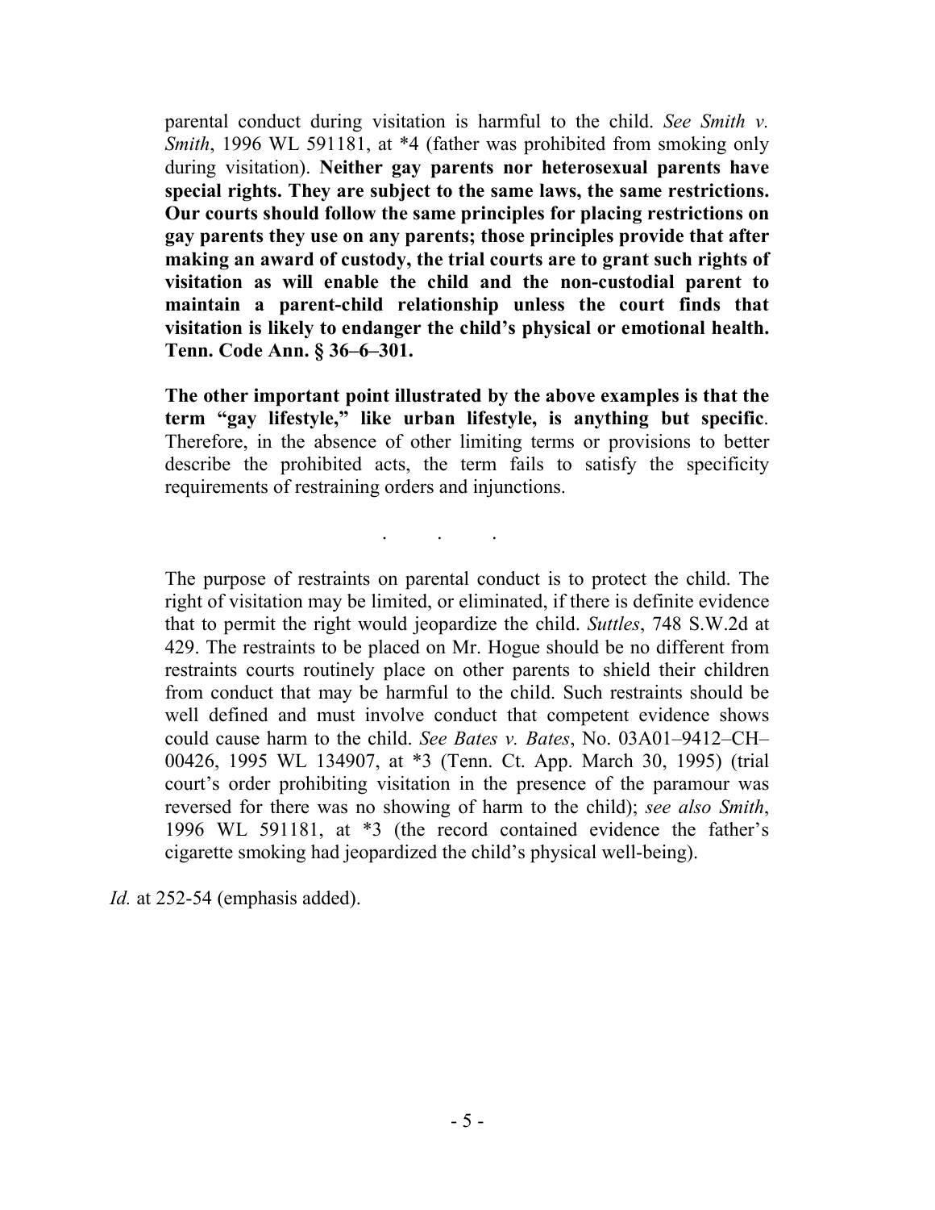parental conduct during visitation is harmful to the child. *See Smith v. Smith*, 1996 WL 591181, at *4 (father was prohibited from smoking only during visitation). **Neither gay parents nor heterosexual parents have special rights. They are subject to the same laws, the same restrictions. Our courts should follow the same principles for placing restrictions on gay parents they use on any parents; those principles provide that after making an award of custody, the trial courts are to grant such rights of visitation as will enable the child and the non-custodial parent to maintain a parent-child relationship unless the court finds that visitation is likely to endanger the child's physical or emotional health. Tenn. Code Ann. § 36–6–301.**

> **The other important point illustrated by the above examples is that the term "gay lifestyle," like urban lifestyle, is anything but specific**. Therefore, in the absence of other limiting terms or provisions to better describe the prohibited acts, the term fails to satisfy the specificity requirements of restraining orders and injunctions.
>
> . . .
>
> The purpose of restraints on parental conduct is to protect the child. The right of visitation may be limited, or eliminated, if there is definite evidence that to permit the right would jeopardize the child. *Suttles*, 748 S.W.2d at 429. The restraints to be placed on Mr. Hogue should be no different from restraints courts routinely place on other parents to shield their children from conduct that may be harmful to the child. Such restraints should be well defined and must involve conduct that competent evidence shows could cause harm to the child. *See Bates v. Bates*, No. 03A01–9412–CH–00426, 1995 WL 134907, at *3 (Tenn. Ct. App. March 30, 1995) (trial court's order prohibiting visitation in the presence of the paramour was reversed for there was no showing of harm to the child); *see also Smith*, 1996 WL 591181, at *3 (the record contained evidence the father's cigarette smoking had jeopardized the child's physical well-being).

*Id.* at 252-54 (emphasis added).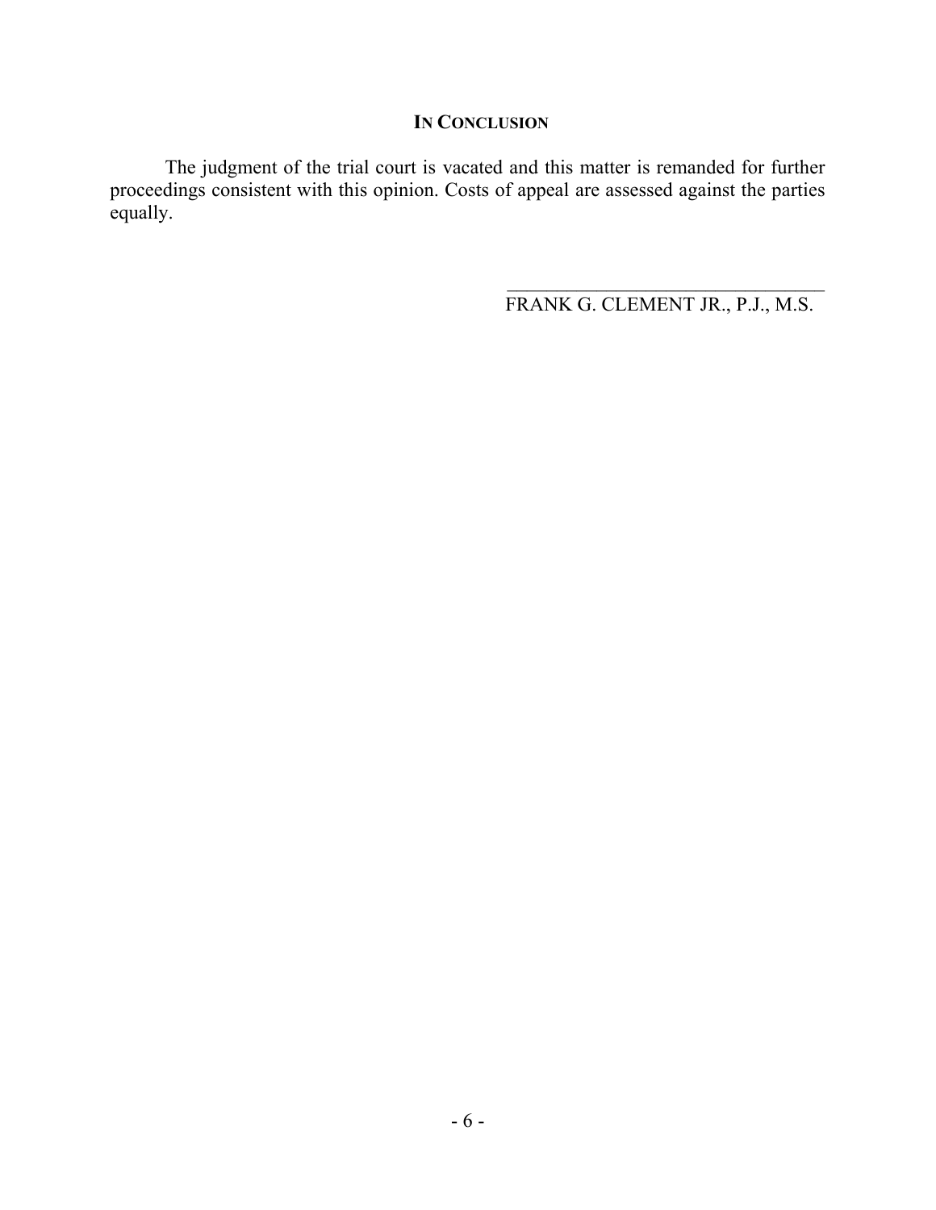## IN CONCLUSION

The judgment of the trial court is vacated and this matter is remanded for further proceedings consistent with this opinion. Costs of appeal are assessed against the parties equally.

\_\_\_\_\_\_\_\_\_\_\_\_\_\_\_\_\_\_\_\_\_\_\_\_\_\_\_\_\_\_\_\_\_

FRANK G. CLEMENT JR., P.J., M.S.